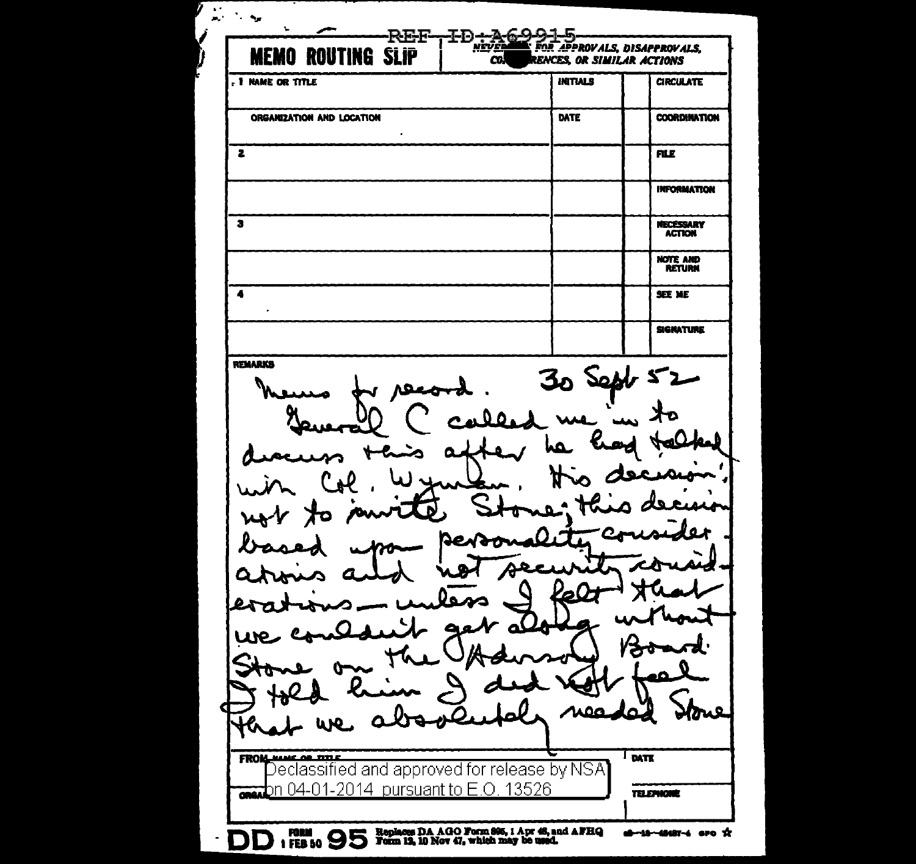REF ID:A69915

**MEMO ROUTING SLIP**

NEVER [redacted] FOR APPROVALS, DISAPPROVALS, CO[redacted]RENCES, OR SIMILAR ACTIONS

| NAME OR TITLE | INITIALS | | |
|---|---|---|---|
| 1 | | | CIRCULATE |
| ORGANIZATION AND LOCATION | DATE | | COORDINATION |
| 2 | | | FILE |
| | | | INFORMATION |
| 3 | | | NECESSARY ACTION |
| | | | NOTE AND RETURN |
| 4 | | | SEE ME |
| | | | SIGNATURE |

REMARKS

Memo for record. 30 Sept 52

General C called me in to discuss this after he had talked with Col. Wyman. His decision: not to invite Stone; this decision based upon personality considerations and not security considerations — unless I felt that we couldn't get along without Stone on the Advisory Board. I told him I did not feel that we absolutely needed Stone

FROM NAME OR TITLE | DATE

ORGANIZATION | TELEPHONE

Declassified and approved for release by NSA on 04-01-2014 pursuant to E.O. 13526

DD FORM 1 FEB 50 95 Replaces DA AGO Form 895, 1 Apr 48, and AFHQ Form 12, 10 Nov 47, which may be used.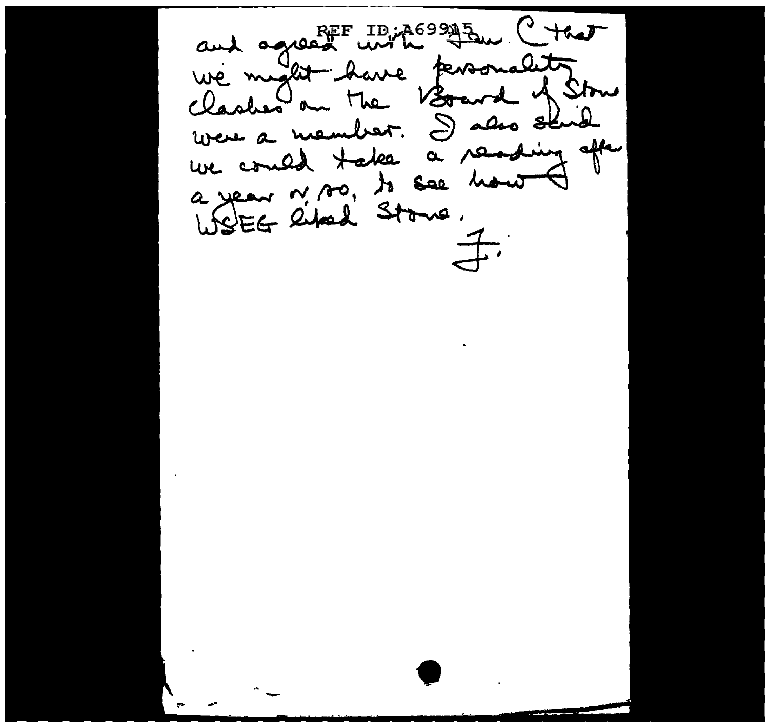REF ID:A69915

and agreed with you. (that we might have personality clashes on the Board if Stone were a member. I also said we could take a reading after a year or so, to see how WSEG liked Stone.

F.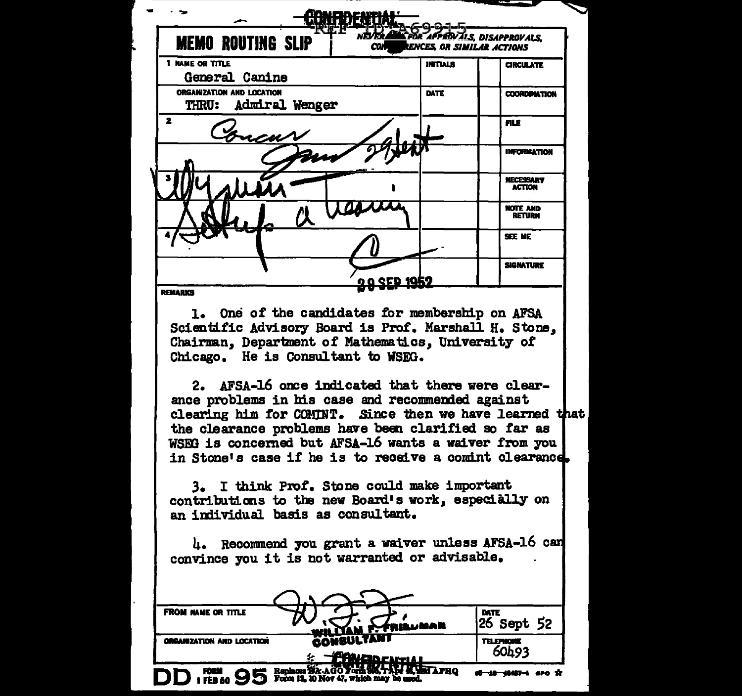CONFIDENTIAL

REF ID:A69915

**MEMO ROUTING SLIP** | NEVER USE FOR APPROVALS, DISAPPROVALS, CONCURRENCES, OR SIMILAR ACTIONS

| NAME OR TITLE | INITIALS | | |
|---|---|---|---|
| 1 General Canine | | | CIRCULATE |
| ORGANIZATION AND LOCATION | DATE | | |
| THRU: Admiral Wenger | | | COORDINATION |
| 2 Concur | | | FILE |
| Jgw 29 Sept | | | INFORMATION |
| 3 | | | NECESSARY ACTION |
| Waiver approved | | | NOTE AND RETURN |
| 4 | | | SEE ME |
| C | | | SIGNATURE |
| 29 SEP 1952 | | | |

REMARKS

1. One of the candidates for membership on AFSA Scientific Advisory Board is Prof. Marshall H. Stone, Chairman, Department of Mathematics, University of Chicago. He is Consultant to WSEG.

2. AFSA-16 once indicated that there were clearance problems in his case and recommended against clearing him for COMINT. Since then we have learned that the clearance problems have been clarified so far as WSEG is concerned but AFSA-16 wants a waiver from you in Stone's case if he is to receive a comint clearance.

3. I think Prof. Stone could make important contributions to the new Board's work, especially on an individual basis as consultant.

4. Recommend you grant a waiver unless AFSA-16 can convince you it is not warranted or advisable.

| FROM NAME OR TITLE | DATE |
|---|---|
| WFF. WILLIAM F. FRIEDMAN | 26 Sept 52 |
| ORGANIZATION AND LOCATION | TELEPHONE |
| CONSULTANT | 60493 |

CONFIDENTIAL

DD FORM 1 FEB 50 95 Replaces WD AGO Form 895, 1 Apr 48, and AFHQ Form 12, 10 Nov 47, which may be used.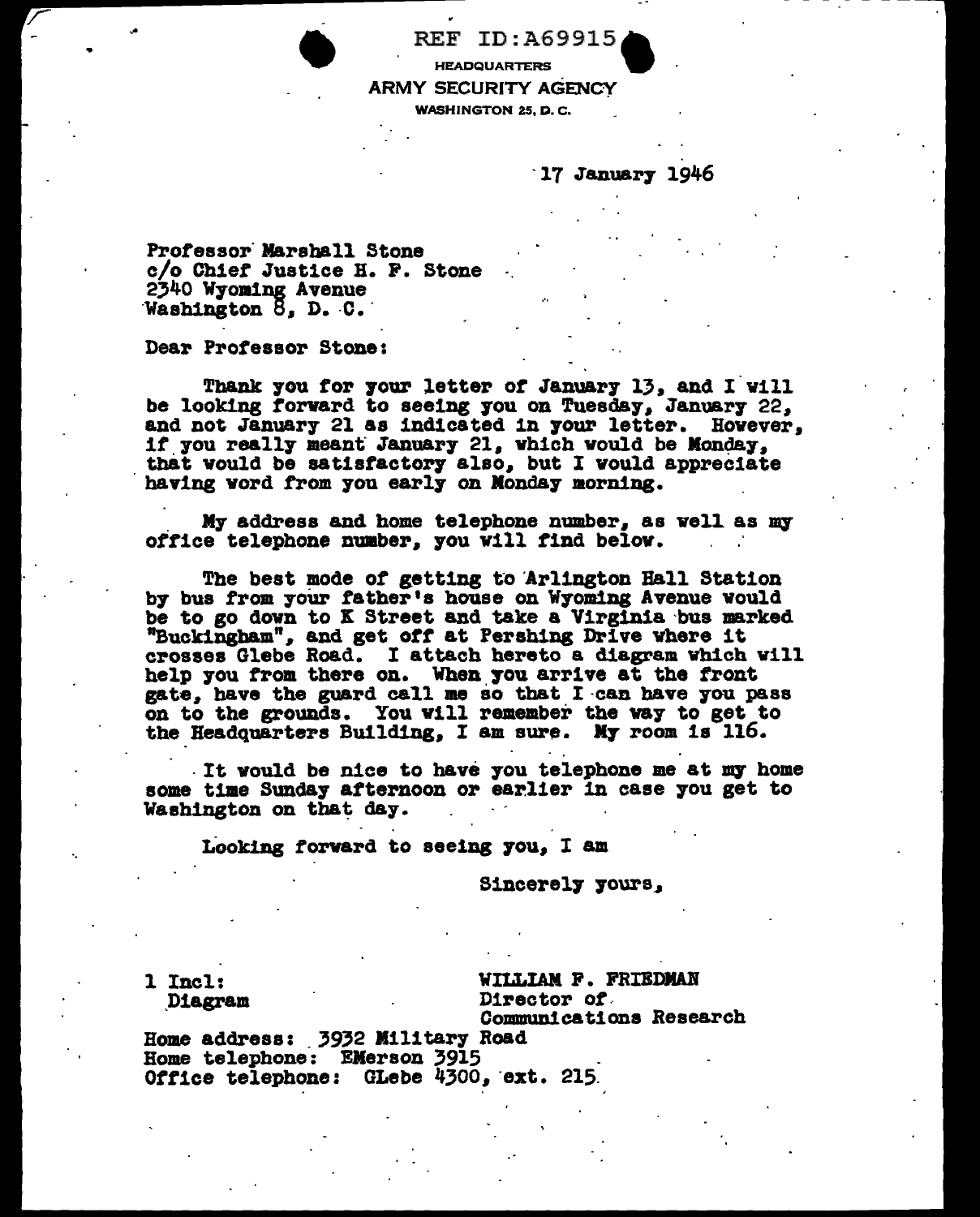REF ID:A69915

HEADQUARTERS
ARMY SECURITY AGENCY
WASHINGTON 25, D. C.

17 January 1946

Professor Marshall Stone
c/o Chief Justice H. F. Stone
2340 Wyoming Avenue
Washington 8, D. C.

Dear Professor Stone:

Thank you for your letter of January 13, and I will be looking forward to seeing you on Tuesday, January 22, and not January 21 as indicated in your letter. However, if you really meant January 21, which would be Monday, that would be satisfactory also, but I would appreciate having word from you early on Monday morning.

My address and home telephone number, as well as my office telephone number, you will find below.

The best mode of getting to Arlington Hall Station by bus from your father's house on Wyoming Avenue would be to go down to K Street and take a Virginia bus marked "Buckingham", and get off at Pershing Drive where it crosses Glebe Road. I attach hereto a diagram which will help you from there on. When you arrive at the front gate, have the guard call me so that I can have you pass on to the grounds. You will remember the way to get to the Headquarters Building, I am sure. My room is 116.

It would be nice to have you telephone me at my home some time Sunday afternoon or earlier in case you get to Washington on that day.

Looking forward to seeing you, I am

Sincerely yours,

WILLIAM F. FRIEDMAN
Director of
Communications Research

1 Incl:
Diagram

Home address: 3932 Military Road
Home telephone: EMerson 3915
Office telephone: GLebe 4300, ext. 215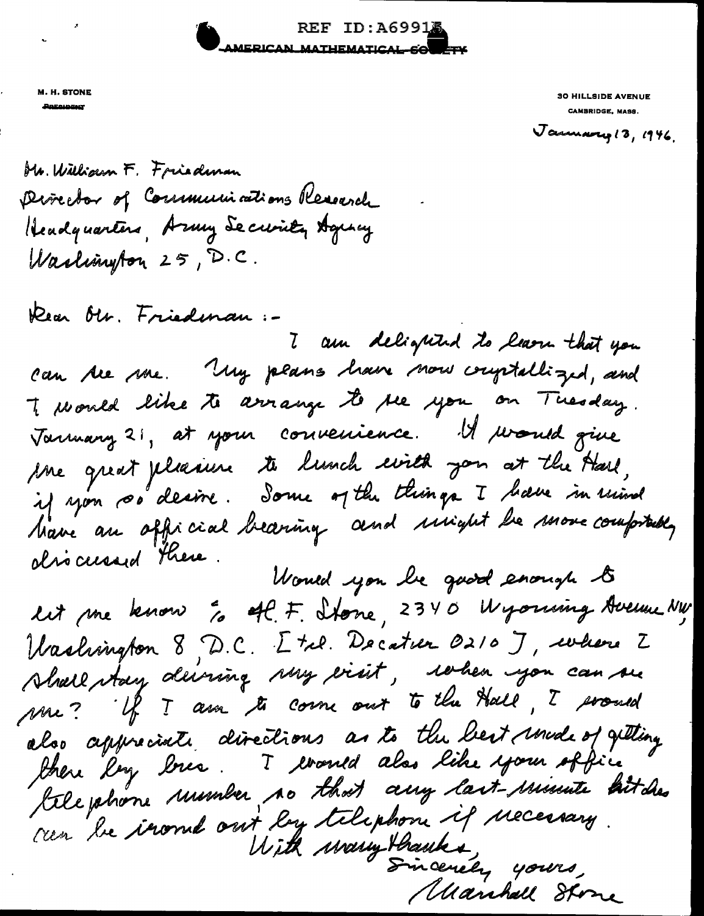REF ID:A69915

AMERICAN MATHEMATICAL SOCIETY

M. H. STONE
PRESIDENT

30 HILLSIDE AVENUE
CAMBRIDGE, MASS.

January 13, 1946.

Mr. William F. Friedman
Director of Communications Research
Headquarters, Army Security Agency
Washington 25, D.C.

Dear Mr. Friedman:-

I am delighted to learn that you can see me. My plans have now crystallized, and I would like to arrange to see you on Tuesday, January 21, at your convenience. It would give me great pleasure to lunch with you at the Hall, if you so desire. Some of the things I have in mind have an official bearing and might be more comfortably discussed there.

Would you be good enough to let me know % H. F. Stone, 2340 Wyoming Avenue NW, Washington 8, D.C. [tel. Decatur 0210], where I shall stay during my visit, when you can see me? If I am to come out to the Hall, I would also appreciate directions as to the best mode of getting there by bus. I would also like your office telephone number so that any last-minute hitches can be ironed out by telephone if necessary.

With many thanks,

Sincerely yours,

Marshall Stone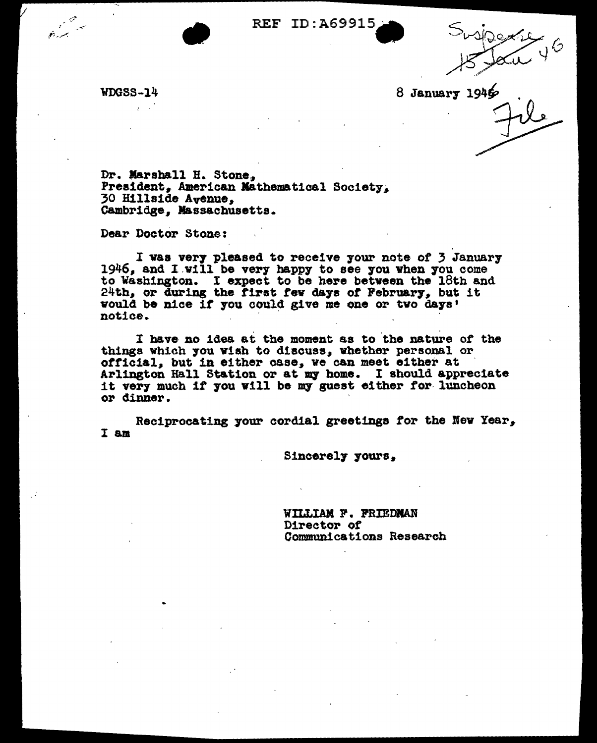REF ID:A69915

Suspense
15 Jan 46

WDGSS-14

8 January 1946

File

Dr. Marshall H. Stone,
President, American Mathematical Society,
30 Hillside Avenue,
Cambridge, Massachusetts.

Dear Doctor Stone:

I was very pleased to receive your note of 3 January 1946, and I will be very happy to see you when you come to Washington. I expect to be here between the 18th and 24th, or during the first few days of February, but it would be nice if you could give me one or two days' notice.

I have no idea at the moment as to the nature of the things which you wish to discuss, whether personal or official, but in either case, we can meet either at Arlington Hall Station or at my home. I should appreciate it very much if you will be my guest either for luncheon or dinner.

Reciprocating your cordial greetings for the New Year, I am

Sincerely yours,

WILLIAM F. FRIEDMAN
Director of
Communications Research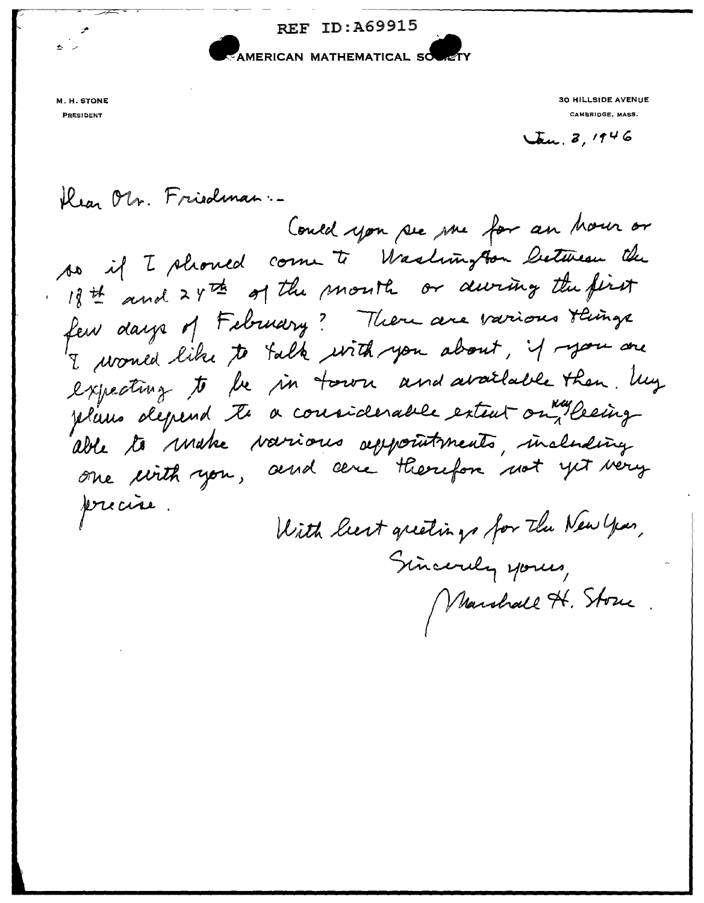REF ID:A69915

AMERICAN MATHEMATICAL SOCIETY

M. H. STONE
PRESIDENT

30 HILLSIDE AVENUE
CAMBRIDGE, MASS.

Jan. 3, 1946

Dear Mr. Friedman:-

Could you see me for an hour or so if I should come to Washington between the 18th and 24th of the month or during the first few days of February? There are various things I would like to talk with you about, if you are expecting to be in town and available then. My plans depend to a considerable extent on my being able to make various appointments, including one with you, and are therefore not yet very precise.

With best greetings for the New Year,

Sincerely yours,

Marshall H. Stone.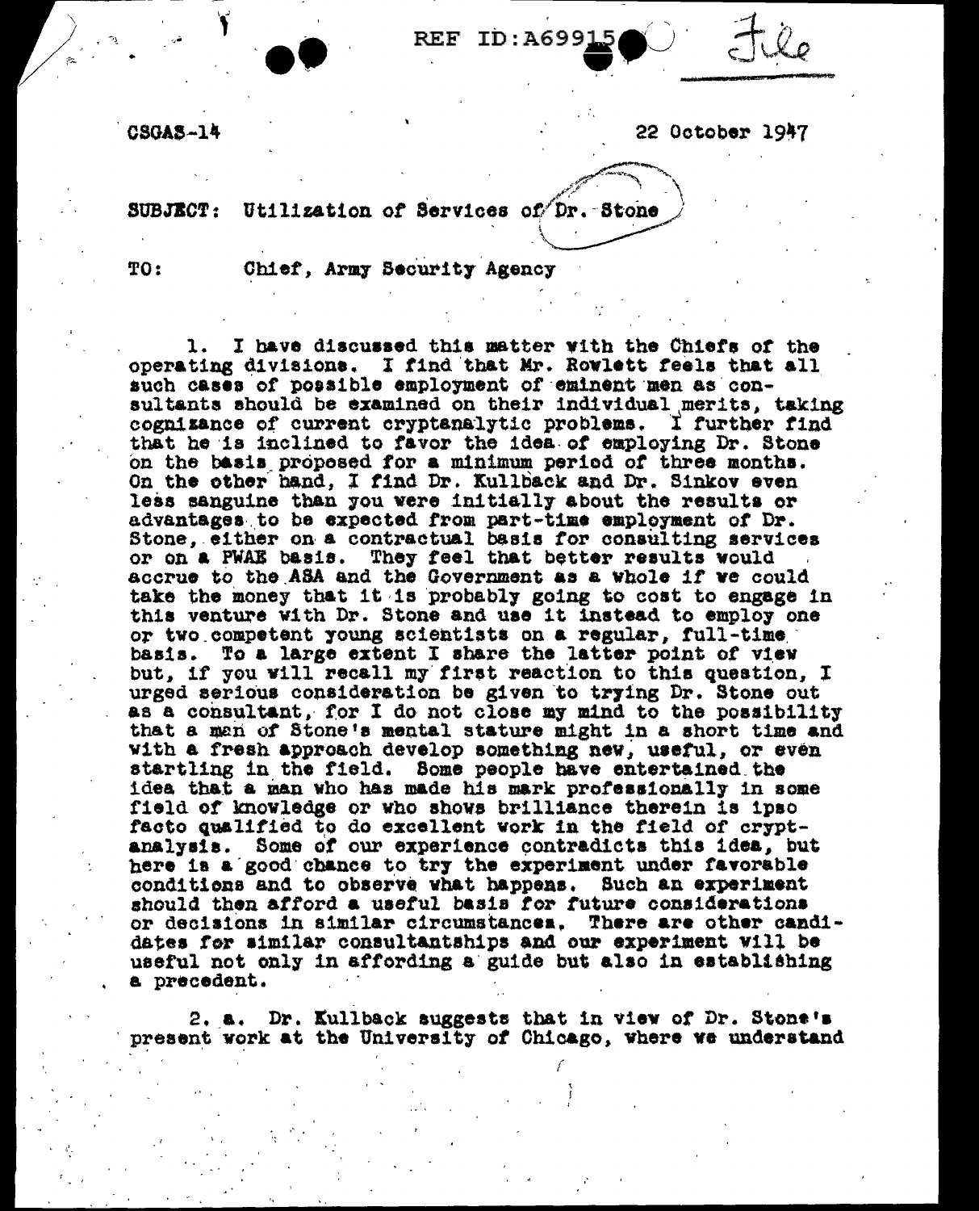CSGAS-14

22 October 1947

SUBJECT: Utilization of Services of Dr. Stone

TO: Chief, Army Security Agency

1. I have discussed this matter with the Chiefs of the operating divisions. I find that Mr. Rowlett feels that all such cases of possible employment of eminent men as consultants should be examined on their individual merits, taking cognizance of current cryptanalytic problems. I further find that he is inclined to favor the idea of employing Dr. Stone on the basis proposed for a minimum period of three months. On the other hand, I find Dr. Kullback and Dr. Sinkov even less sanguine than you were initially about the results or advantages to be expected from part-time employment of Dr. Stone, either on a contractual basis for consulting services or on a PWAE basis. They feel that better results would accrue to the ASA and the Government as a whole if we could take the money that it is probably going to cost to engage in this venture with Dr. Stone and use it instead to employ one or two competent young scientists on a regular, full-time basis. To a large extent I share the latter point of view but, if you will recall my first reaction to this question, I urged serious consideration be given to trying Dr. Stone out as a consultant, for I do not close my mind to the possibility that a man of Stone's mental stature might in a short time and with a fresh approach develop something new, useful, or even startling in the field. Some people have entertained the idea that a man who has made his mark professionally in some field of knowledge or who shows brilliance therein is ipso facto qualified to do excellent work in the field of cryptanalysis. Some of our experience contradicts this idea, but here is a good chance to try the experiment under favorable conditions and to observe what happens. Such an experiment should then afford a useful basis for future considerations or decisions in similar circumstances. There are other candidates for similar consultantships and our experiment will be useful not only in affording a guide but also in establishing a precedent.

2. a. Dr. Kullback suggests that in view of Dr. Stone's present work at the University of Chicago, where we understand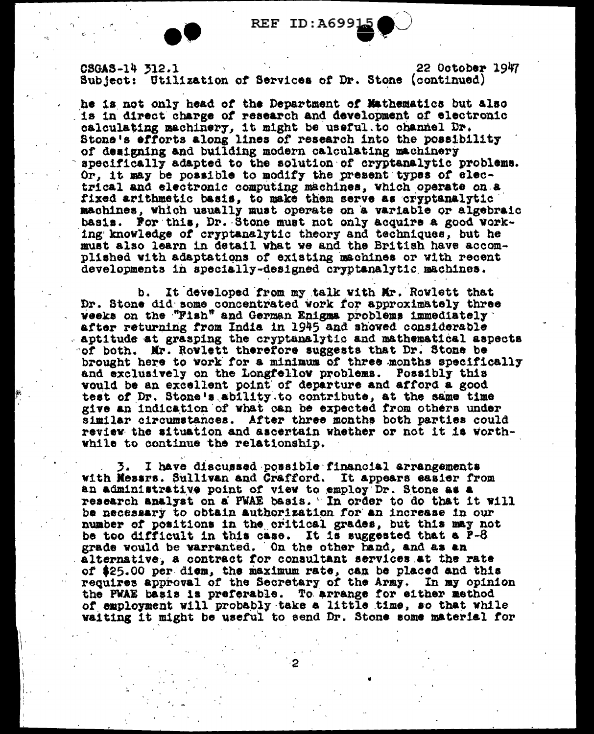CSGAS-14 312.1 22 October 1947
Subject: Utilization of Services of Dr. Stone (continued)

he is not only head of the Department of Mathematics but also is in direct charge of research and development of electronic calculating machinery, it might be useful to channel Dr. Stone's efforts along lines of research into the possibility of designing and building modern calculating machinery specifically adapted to the solution of cryptanalytic problems. Or, it may be possible to modify the present types of electrical and electronic computing machines, which operate on a fixed arithmetic basis, to make them serve as cryptanalytic machines, which usually must operate on a variable or algebraic basis. For this, Dr. Stone must not only acquire a good working knowledge of cryptanalytic theory and techniques, but he must also learn in detail what we and the British have accomplished with adaptations of existing machines or with recent developments in specially-designed cryptanalytic machines.

b. It developed from my talk with Mr. Rowlett that Dr. Stone did some concentrated work for approximately three weeks on the "Fish" and German Enigma problems immediately after returning from India in 1945 and showed considerable aptitude at grasping the cryptanalytic and mathematical aspects of both. Mr. Rowlett therefore suggests that Dr. Stone be brought here to work for a minimum of three months specifically and exclusively on the Longfellow problems. Possibly this would be an excellent point of departure and afford a good test of Dr. Stone's ability to contribute, at the same time give an indication of what can be expected from others under similar circumstances. After three months both parties could review the situation and ascertain whether or not it is worthwhile to continue the relationship.

3. I have discussed possible financial arrangements with Messrs. Sullivan and Crafford. It appears easier from an administrative point of view to employ Dr. Stone as a research analyst on a PWAE basis. In order to do that it will be necessary to obtain authorization for an increase in our number of positions in the critical grades, but this may not be too difficult in this case. It is suggested that a P-8 grade would be warranted. On the other hand, and as an alternative, a contract for consultant services at the rate of $25.00 per diem, the maximum rate, can be placed and this requires approval of the Secretary of the Army. In my opinion the PWAE basis is preferable. To arrange for either method of employment will probably take a little time, so that while waiting it might be useful to send Dr. Stone some material for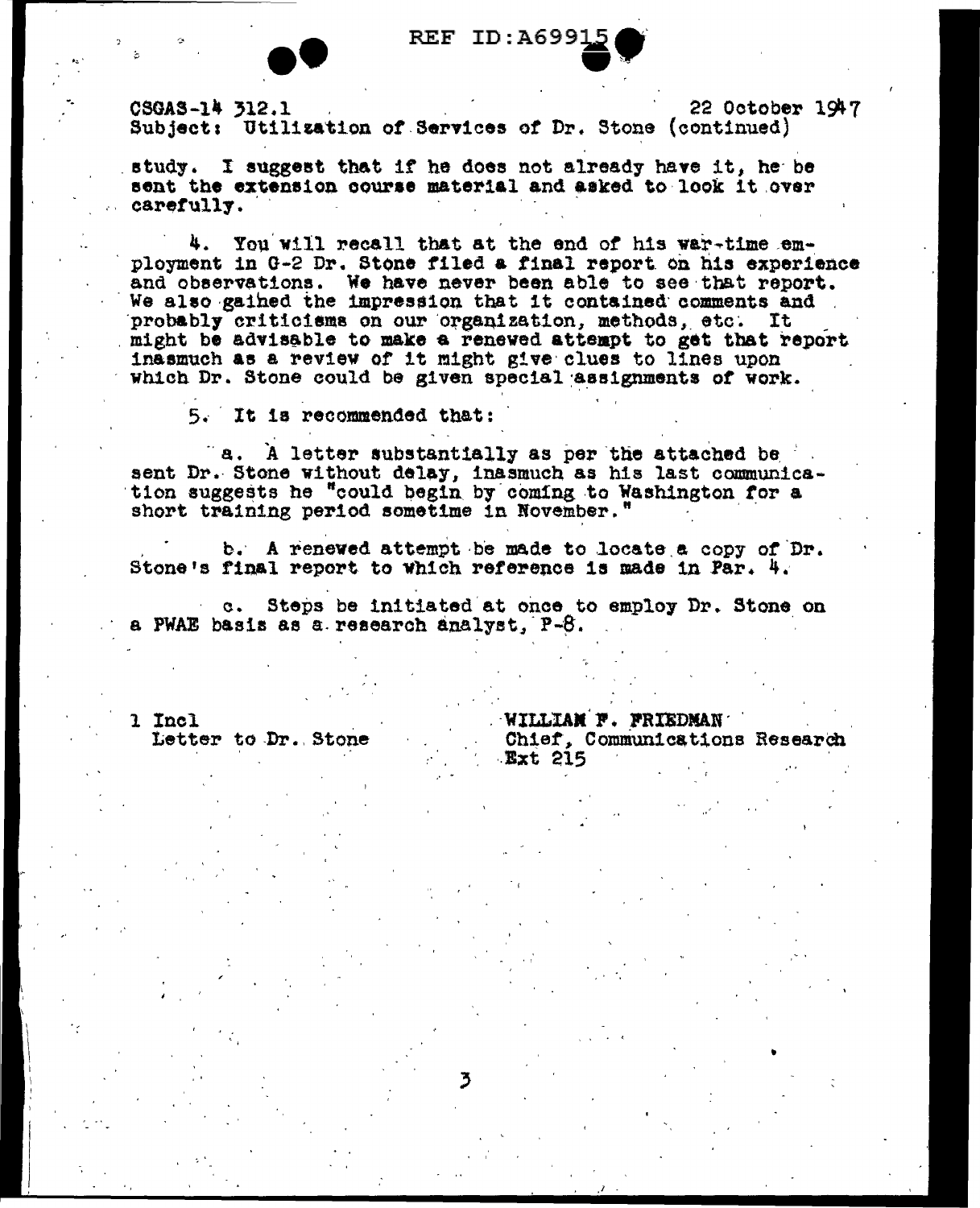CSGAS-14 312.1 22 October 1947

Subject: Utilization of Services of Dr. Stone (continued)

study. I suggest that if he does not already have it, he be sent the extension course material and asked to look it over carefully.

4. You will recall that at the end of his war-time employment in G-2 Dr. Stone filed a final report on his experience and observations. We have never been able to see that report. We also gained the impression that it contained comments and probably criticisms on our organization, methods, etc. It might be advisable to make a renewed attempt to get that report inasmuch as a review of it might give clues to lines upon which Dr. Stone could be given special assignments of work.

5. It is recommended that:

a. A letter substantially as per the attached be sent Dr. Stone without delay, inasmuch as his last communication suggests he "could begin by coming to Washington for a short training period sometime in November."

b. A renewed attempt be made to locate a copy of Dr. Stone's final report to which reference is made in Par. 4.

c. Steps be initiated at once to employ Dr. Stone on a PWAE basis as a research analyst, P-8.

1 Incl
Letter to Dr. Stone

WILLIAM F. FRIEDMAN
Chief, Communications Research
Ext 215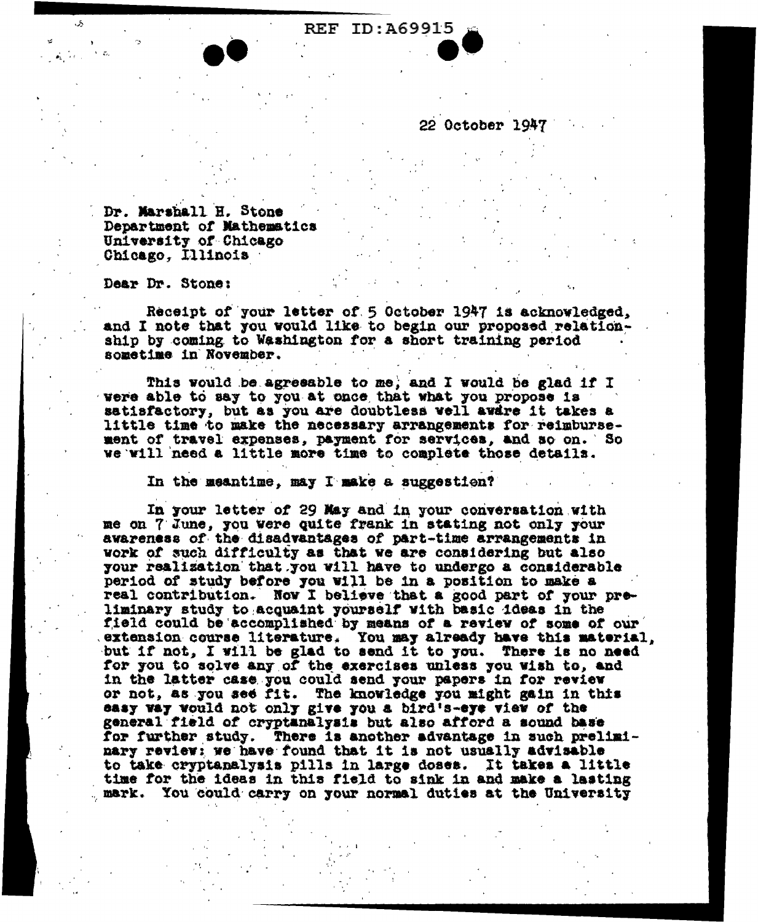22 October 1947

Dr. Marshall H. Stone
Department of Mathematics
University of Chicago
Chicago, Illinois

Dear Dr. Stone:

Receipt of your letter of 5 October 1947 is acknowledged, and I note that you would like to begin our proposed relationship by coming to Washington for a short training period sometime in November.

This would be agreeable to me, and I would be glad if I were able to say to you at once that what you propose is satisfactory, but as you are doubtless well aware it takes a little time to make the necessary arrangements for reimbursement of travel expenses, payment for services, and so on. So we will need a little more time to complete those details.

In the meantime, may I make a suggestion?

In your letter of 29 May and in your conversation with me on 7 June, you were quite frank in stating not only your awareness of the disadvantages of part-time arrangements in work of such difficulty as that we are considering but also your realization that you will have to undergo a considerable period of study before you will be in a position to make a real contribution. Now I believe that a good part of your preliminary study to acquaint yourself with basic ideas in the field could be accomplished by means of a review of some of our extension course literature. You may already have this material, but if not, I will be glad to send it to you. There is no need for you to solve any of the exercises unless you wish to, and in the latter case you could send your papers in for review or not, as you see fit. The knowledge you might gain in this easy way would not only give you a bird's-eye view of the general field of cryptanalysis but also afford a sound base for further study. There is another advantage in such preliminary review: we have found that it is not usually advisable to take cryptanalysis pills in large doses. It takes a little time for the ideas in this field to sink in and make a lasting mark. You could carry on your normal duties at the University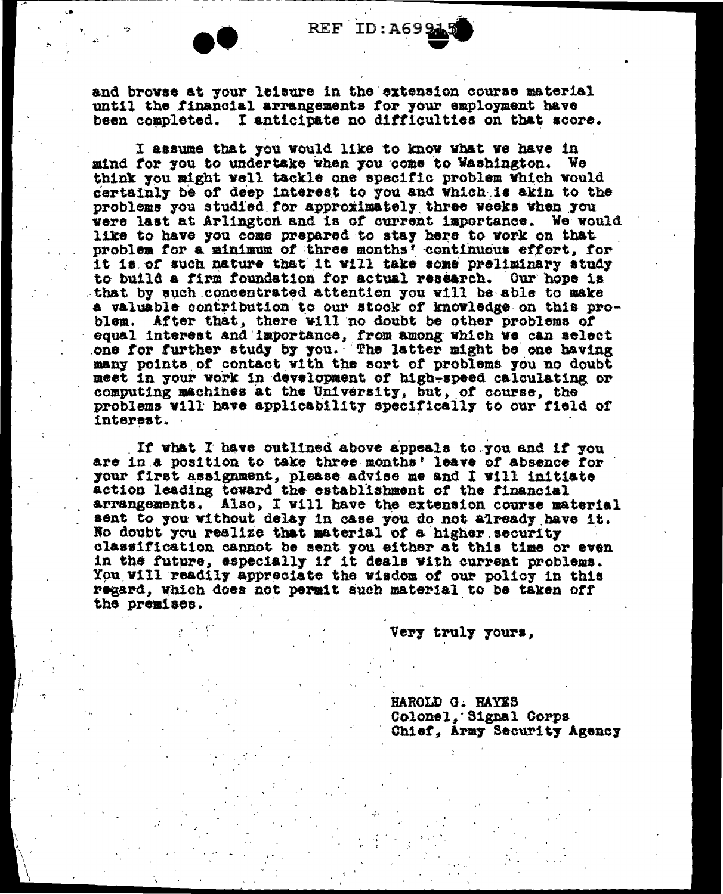and browse at your leisure in the extension course material until the financial arrangements for your employment have been completed. I anticipate no difficulties on that score.

I assume that you would like to know what we have in mind for you to undertake when you come to Washington. We think you might well tackle one specific problem which would certainly be of deep interest to you and which is akin to the problems you studied for approximately three weeks when you were last at Arlington and is of current importance. We would like to have you come prepared to stay here to work on that problem for a minimum of three months' continuous effort, for it is of such nature that it will take some preliminary study to build a firm foundation for actual research. Our hope is that by such concentrated attention you will be able to make a valuable contribution to our stock of knowledge on this problem. After that, there will no doubt be other problems of equal interest and importance, from among which we can select one for further study by you. The latter might be one having many points of contact with the sort of problems you no doubt meet in your work in development of high-speed calculating or computing machines at the University, but, of course, the problems will have applicability specifically to our field of interest.

If what I have outlined above appeals to you and if you are in a position to take three months' leave of absence for your first assignment, please advise me and I will initiate action leading toward the establishment of the financial arrangements. Also, I will have the extension course material sent to you without delay in case you do not already have it. No doubt you realize that material of a higher security classification cannot be sent you either at this time or even in the future, especially if it deals with current problems. You will readily appreciate the wisdom of our policy in this regard, which does not permit such material to be taken off the premises.

Very truly yours,

HAROLD G. HAYES
Colonel, Signal Corps
Chief, Army Security Agency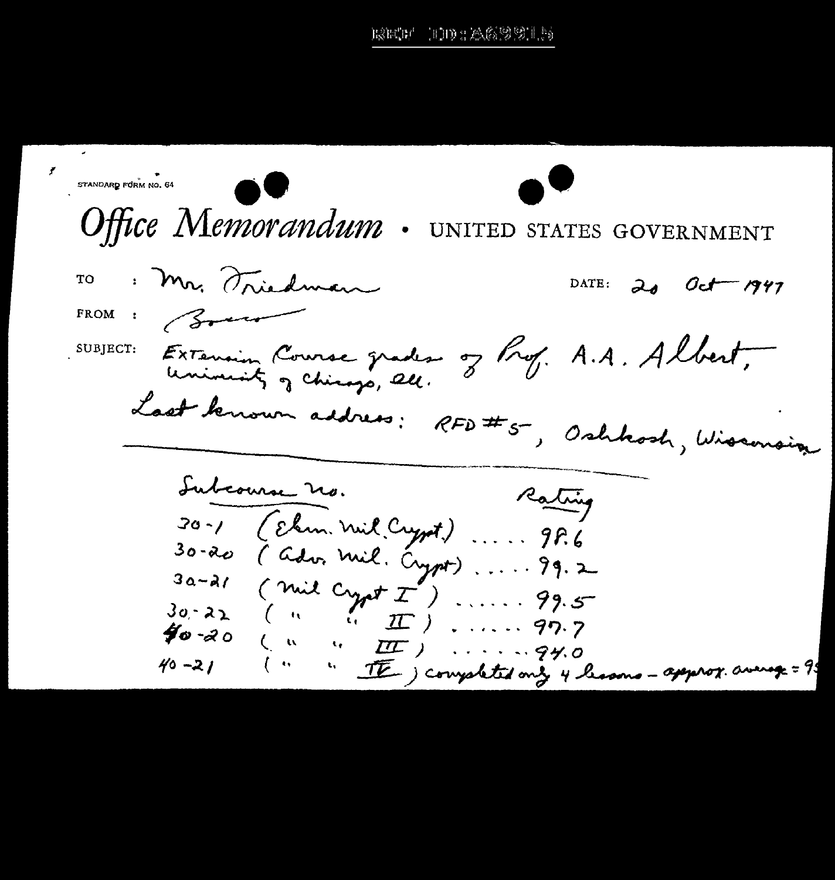STANDARD FORM NO. 64

# Office Memorandum • UNITED STATES GOVERNMENT

TO : Mr. Friedman  DATE: 20 Oct 1947

FROM : Rosen

SUBJECT: Extension Course grades of Prof. A.A. Albert, University of Chicago, Ill.

Last known address: RFD #5, Oshkosh, Wisconsin

| Subcourse no. | | Rating |
|---|---|---|
| 30-1 | (Elem. Mil. Crypt.) ..... | 98.6 |
| 30-20 | (Adv. Mil. Crypt) ..... | 99.2 |
| 30-21 | (Mil Crypt I) ...... | 99.5 |
| 30-22 | ( " " II) ...... | 97.7 |
| 40-20 | ( " " III) ...... | 94.0 |
| 40-21 | ( " " IV) completed only 4 lessons – approx. average = 9[?] | |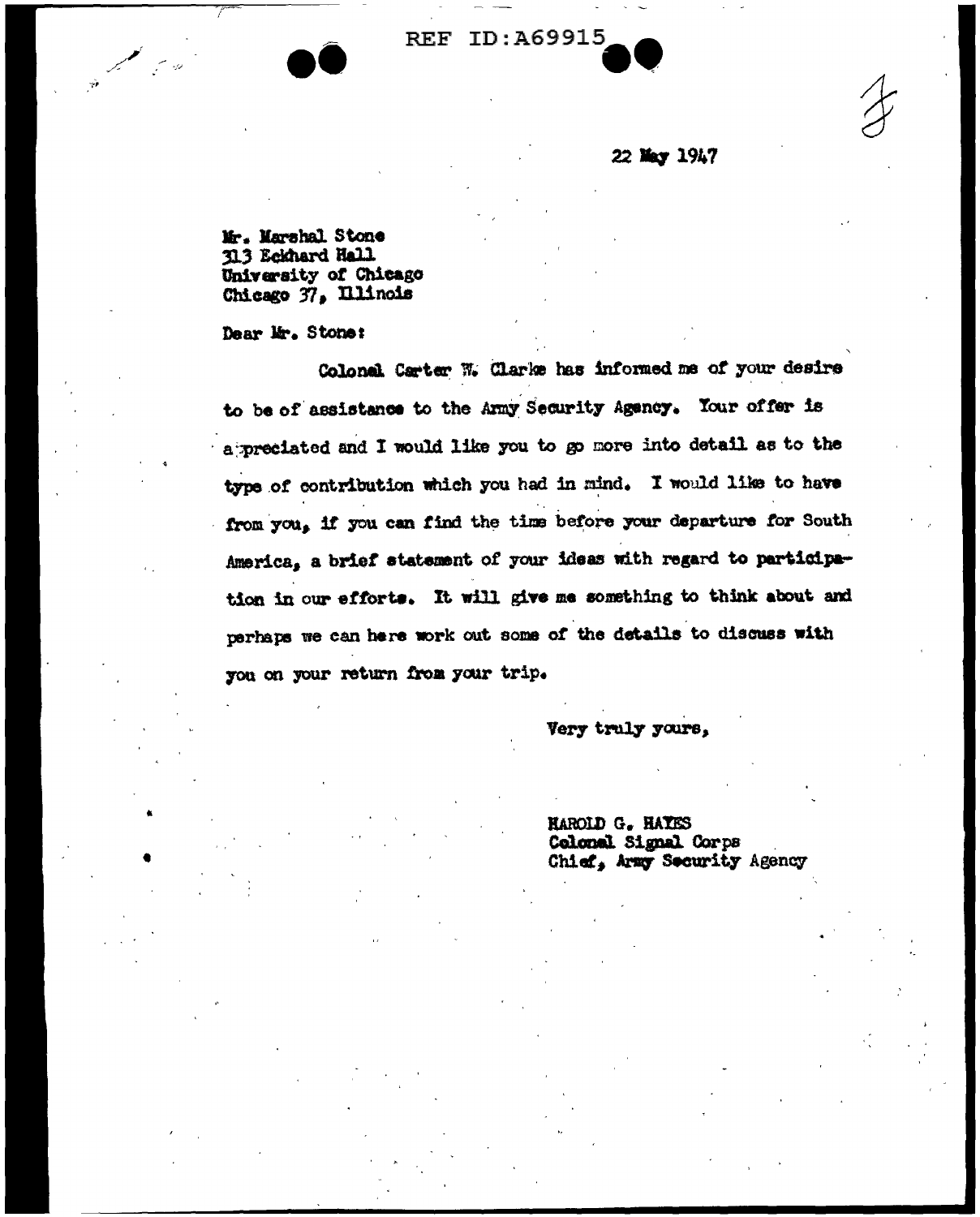REF ID:A69915

22 May 1947

Mr. Marshal Stone
313 Eckhard Hall
University of Chicago
Chicago 37, Illinois

Dear Mr. Stone:

Colonel Carter W. Clarke has informed me of your desire to be of assistance to the Army Security Agency. Your offer is appreciated and I would like you to go more into detail as to the type of contribution which you had in mind. I would like to have from you, if you can find the time before your departure for South America, a brief statement of your ideas with regard to participation in our efforts. It will give me something to think about and perhaps we can here work out some of the details to discuss with you on your return from your trip.

Very truly yours,

HAROLD G. HAYES
Colonel Signal Corps
Chief, Army Security Agency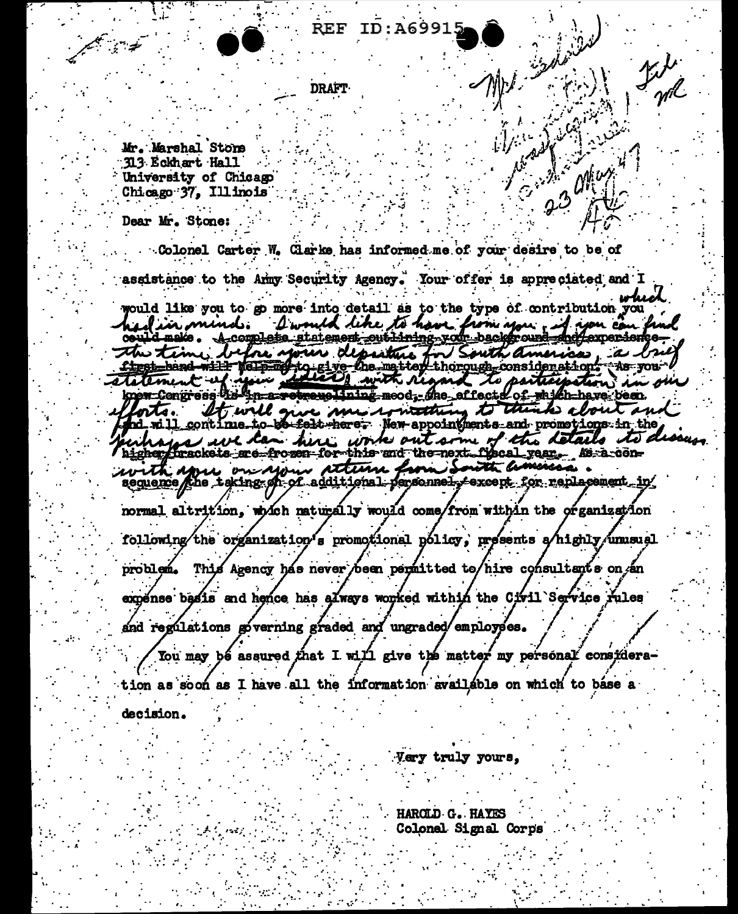REF ID:A69915

DRAFT

Mr. Marshal Stone
313 Eckhart Hall
University of Chicago
Chicago 37, Illinois

Dear Mr. Stone:

Colonel Carter W. Clarke has informed me of your desire to be of assistance to the Army Security Agency. Your offer is appreciated and I would like you to go more into detail as to the type of contribution you ~~could make~~ had in mind. I would like to have from you, if you can find the time before your departure for South America, a brief statement of your ideas with regard to participation in our efforts. It will give me something to think about and perhaps we can here work out some of the details to discuss with you on your return from South America. ~~A complete statement outlining your background and experience first-hand will help me to give the matter thorough consideration. As you know Congress is in a retrenching mood, the effects of which have been and will continue to be felt here. New appointments and promotions in the higher brackets are frozen for this and the next fiscal year. As a consequence the taking on of additional personnel, except for replacement in normal altrition, which naturally would come from within the organization following the organization's promotional policy, presents a highly unusual problem. This Agency has never been permitted to hire consultants on an expense basis and hence has always worked within the Civil Service rules and regulations governing graded and ungraded employees.~~

~~You may be assured that I will give the matter my personal consideration as soon as I have all the information available on which to base a decision.~~

Very truly yours,

HAROLD G. HAYES
Colonel Signal Corps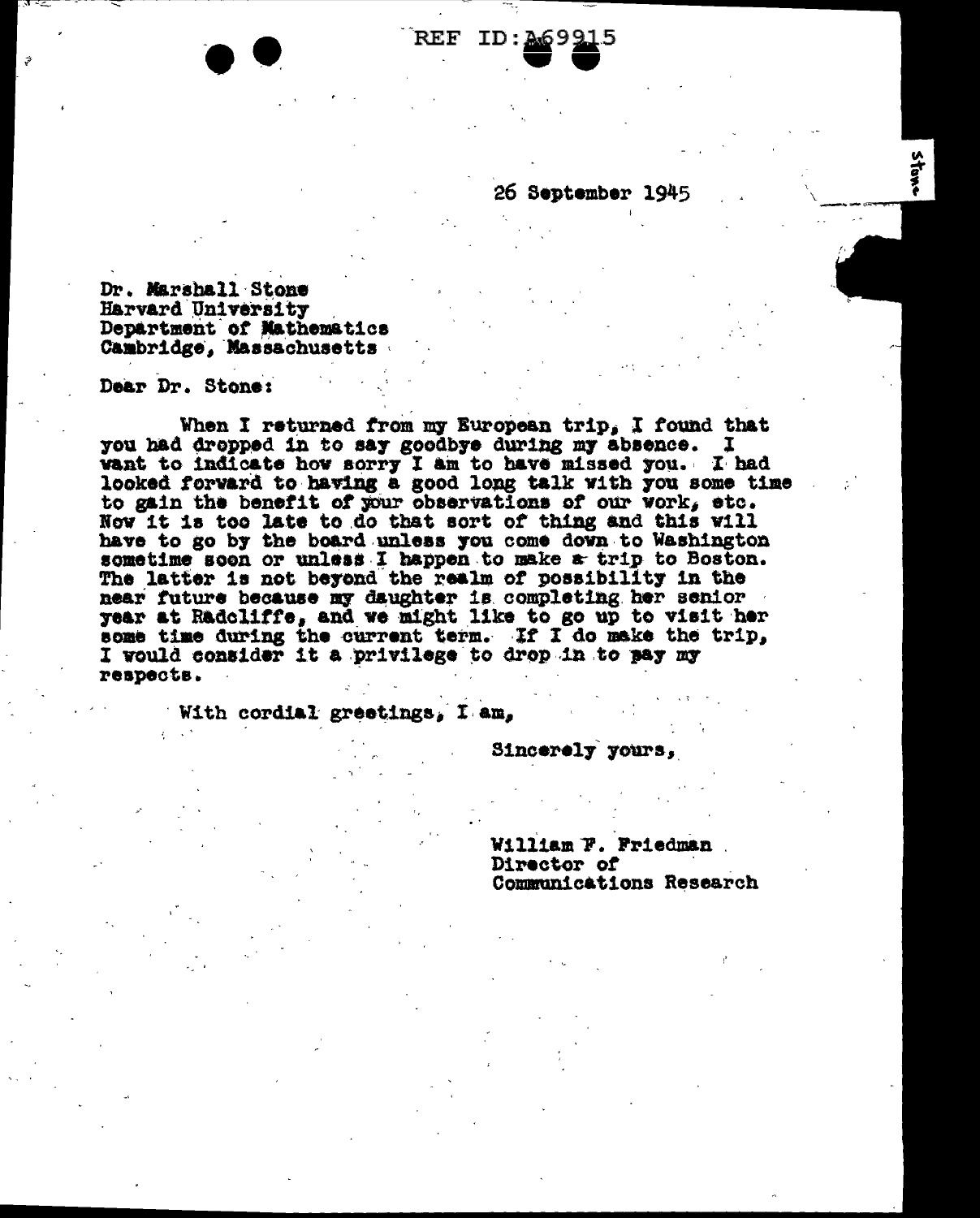REF ID:A69915

26 September 1945

Dr. Marshall Stone
Harvard University
Department of Mathematics
Cambridge, Massachusetts

Dear Dr. Stone:

When I returned from my European trip, I found that you had dropped in to say goodbye during my absence. I want to indicate how sorry I am to have missed you. I had looked forward to having a good long talk with you some time to gain the benefit of your observations of our work, etc. Now it is too late to do that sort of thing and this will have to go by the board unless you come down to Washington sometime soon or unless I happen to make a trip to Boston. The latter is not beyond the realm of possibility in the near future because my daughter is completing her senior year at Radcliffe, and we might like to go up to visit her some time during the current term. If I do make the trip, I would consider it a privilege to drop in to pay my respects.

With cordial greetings, I am,

Sincerely yours,

William F. Friedman
Director of
Communications Research

Stone